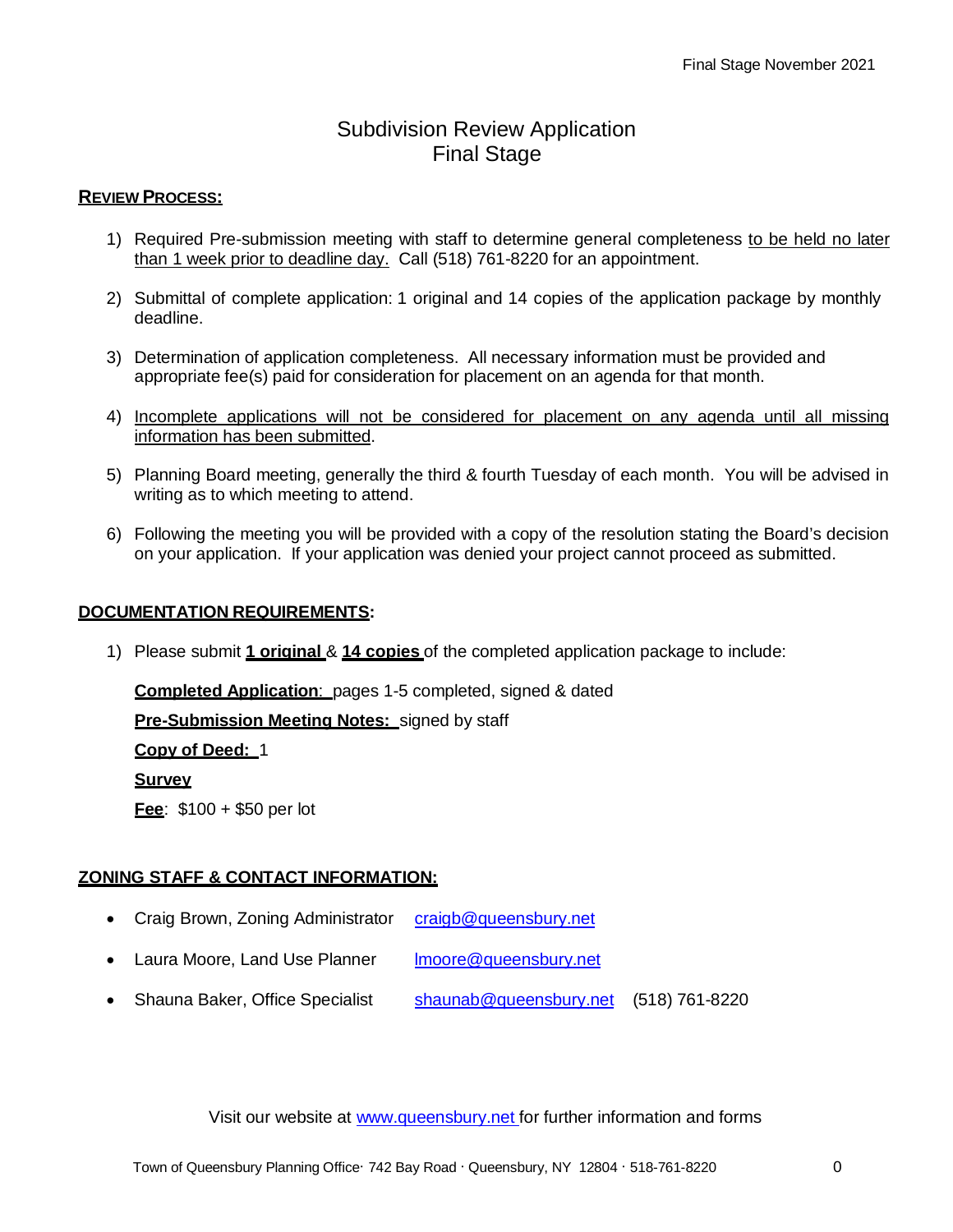Final Stage November 2021

# Subdivision Review Application
# Final Stage

## REVIEW PROCESS:

1) Required Pre-submission meeting with staff to determine general completeness to be held no later than 1 week prior to deadline day. Call (518) 761-8220 for an appointment.

2) Submittal of complete application: 1 original and 14 copies of the application package by monthly deadline.

3) Determination of application completeness. All necessary information must be provided and appropriate fee(s) paid for consideration for placement on an agenda for that month.

4) Incomplete applications will not be considered for placement on any agenda until all missing information has been submitted.

5) Planning Board meeting, generally the third & fourth Tuesday of each month. You will be advised in writing as to which meeting to attend.

6) Following the meeting you will be provided with a copy of the resolution stating the Board's decision on your application. If your application was denied your project cannot proceed as submitted.

## DOCUMENTATION REQUIREMENTS:

1) Please submit **1 original** & **14 copies** of the completed application package to include:

   **Completed Application**: pages 1-5 completed, signed & dated

   **Pre-Submission Meeting Notes:** signed by staff

   **Copy of Deed:** 1

   **Survey**

   **Fee**: $100 + $50 per lot

## ZONING STAFF & CONTACT INFORMATION:

- Craig Brown, Zoning Administrator craigb@queensbury.net
- Laura Moore, Land Use Planner lmoore@queensbury.net
- Shauna Baker, Office Specialist shaunab@queensbury.net (518) 761-8220

Visit our website at www.queensbury.net for further information and forms

Town of Queensbury Planning Office· 742 Bay Road · Queensbury, NY 12804 · 518-761-8220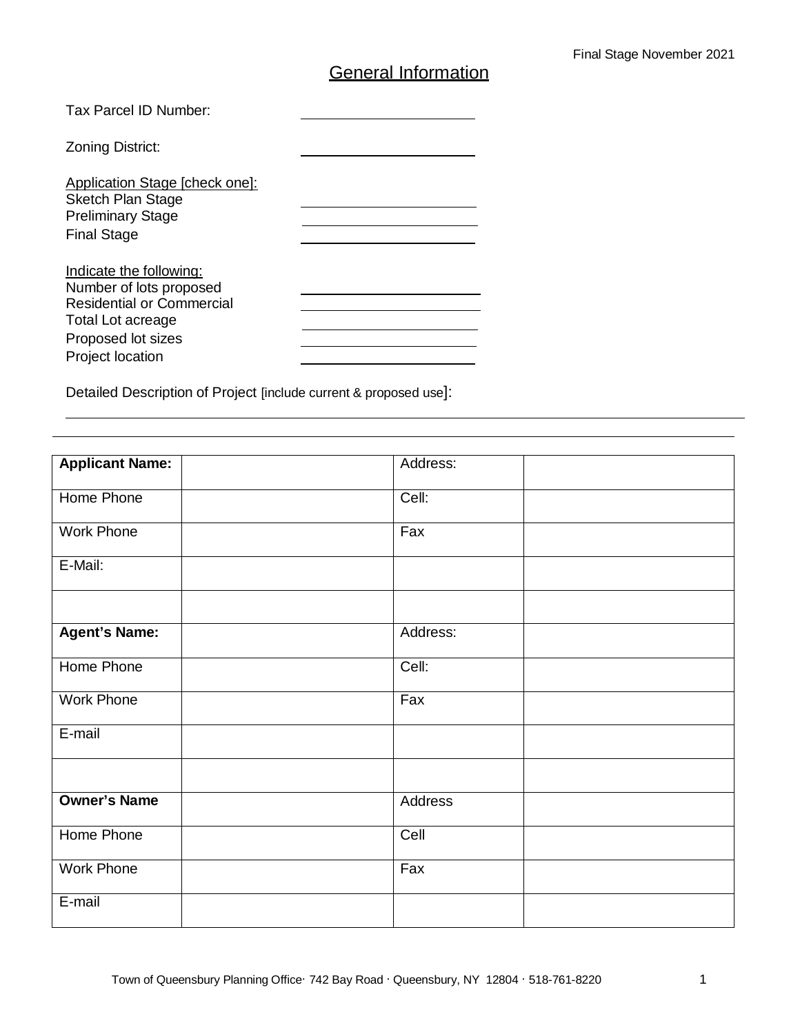Final Stage November 2021

## General Information

Tax Parcel ID Number: ______________________

Zoning District: ______________________

Application Stage [check one]:

Sketch Plan Stage ______________________

Preliminary Stage ______________________

Final Stage ______________________

Indicate the following:

Number of lots proposed ______________________

Residential or Commercial ______________________

Total Lot acreage ______________________

Proposed lot sizes ______________________

Project location ______________________

Detailed Description of Project [include current & proposed use]:

______________________________________________________________________________

______________________________________________________________________________

| **Applicant Name:** | | Address: | |
|---|---|---|---|
| Home Phone | | Cell: | |
| Work Phone | | Fax | |
| E-Mail: | | | |
| | | | |
| **Agent's Name:** | | Address: | |
| Home Phone | | Cell: | |
| Work Phone | | Fax | |
| E-mail | | | |
| | | | |
| **Owner's Name** | | Address | |
| Home Phone | | Cell | |
| Work Phone | | Fax | |
| E-mail | | | |

Town of Queensbury Planning Office· 742 Bay Road · Queensbury, NY 12804 · 518-761-8220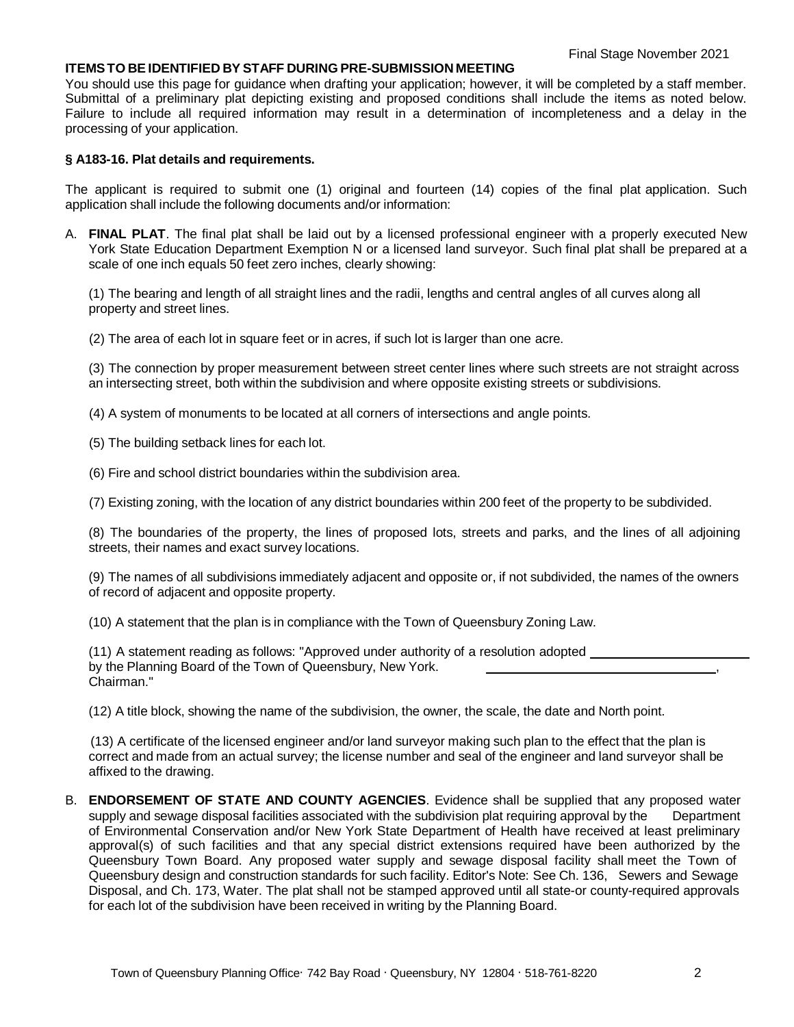Final Stage November 2021

**ITEMS TO BE IDENTIFIED BY STAFF DURING PRE-SUBMISSION MEETING**

You should use this page for guidance when drafting your application; however, it will be completed by a staff member. Submittal of a preliminary plat depicting existing and proposed conditions shall include the items as noted below. Failure to include all required information may result in a determination of incompleteness and a delay in the processing of your application.

**§ A183-16. Plat details and requirements.**

The applicant is required to submit one (1) original and fourteen (14) copies of the final plat application. Such application shall include the following documents and/or information:

A. **FINAL PLAT**. The final plat shall be laid out by a licensed professional engineer with a properly executed New York State Education Department Exemption N or a licensed land surveyor. Such final plat shall be prepared at a scale of one inch equals 50 feet zero inches, clearly showing:

(1) The bearing and length of all straight lines and the radii, lengths and central angles of all curves along all property and street lines.

(2) The area of each lot in square feet or in acres, if such lot is larger than one acre.

(3) The connection by proper measurement between street center lines where such streets are not straight across an intersecting street, both within the subdivision and where opposite existing streets or subdivisions.

(4) A system of monuments to be located at all corners of intersections and angle points.

(5) The building setback lines for each lot.

(6) Fire and school district boundaries within the subdivision area.

(7) Existing zoning, with the location of any district boundaries within 200 feet of the property to be subdivided.

(8) The boundaries of the property, the lines of proposed lots, streets and parks, and the lines of all adjoining streets, their names and exact survey locations.

(9) The names of all subdivisions immediately adjacent and opposite or, if not subdivided, the names of the owners of record of adjacent and opposite property.

(10) A statement that the plan is in compliance with the Town of Queensbury Zoning Law.

(11) A statement reading as follows: "Approved under authority of a resolution adopted ______________________ by the Planning Board of the Town of Queensbury, New York. ______________________________, Chairman."

(12) A title block, showing the name of the subdivision, the owner, the scale, the date and North point.

(13) A certificate of the licensed engineer and/or land surveyor making such plan to the effect that the plan is correct and made from an actual survey; the license number and seal of the engineer and land surveyor shall be affixed to the drawing.

B. **ENDORSEMENT OF STATE AND COUNTY AGENCIES**. Evidence shall be supplied that any proposed water supply and sewage disposal facilities associated with the subdivision plat requiring approval by the Department of Environmental Conservation and/or New York State Department of Health have received at least preliminary approval(s) of such facilities and that any special district extensions required have been authorized by the Queensbury Town Board. Any proposed water supply and sewage disposal facility shall meet the Town of Queensbury design and construction standards for such facility. Editor's Note: See Ch. 136, Sewers and Sewage Disposal, and Ch. 173, Water. The plat shall not be stamped approved until all state-or county-required approvals for each lot of the subdivision have been received in writing by the Planning Board.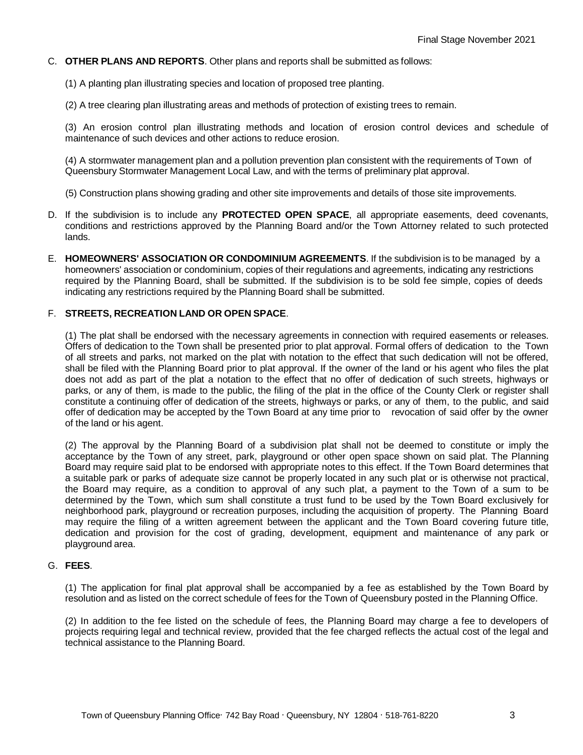C. **OTHER PLANS AND REPORTS**. Other plans and reports shall be submitted as follows:

(1) A planting plan illustrating species and location of proposed tree planting.

(2) A tree clearing plan illustrating areas and methods of protection of existing trees to remain.

(3) An erosion control plan illustrating methods and location of erosion control devices and schedule of maintenance of such devices and other actions to reduce erosion.

(4) A stormwater management plan and a pollution prevention plan consistent with the requirements of Town of Queensbury Stormwater Management Local Law, and with the terms of preliminary plat approval.

(5) Construction plans showing grading and other site improvements and details of those site improvements.

D. If the subdivision is to include any **PROTECTED OPEN SPACE**, all appropriate easements, deed covenants, conditions and restrictions approved by the Planning Board and/or the Town Attorney related to such protected lands.

E. **HOMEOWNERS' ASSOCIATION OR CONDOMINIUM AGREEMENTS**. If the subdivision is to be managed by a homeowners' association or condominium, copies of their regulations and agreements, indicating any restrictions required by the Planning Board, shall be submitted. If the subdivision is to be sold fee simple, copies of deeds indicating any restrictions required by the Planning Board shall be submitted.

F. **STREETS, RECREATION LAND OR OPEN SPACE**.

(1) The plat shall be endorsed with the necessary agreements in connection with required easements or releases. Offers of dedication to the Town shall be presented prior to plat approval. Formal offers of dedication to the Town of all streets and parks, not marked on the plat with notation to the effect that such dedication will not be offered, shall be filed with the Planning Board prior to plat approval. If the owner of the land or his agent who files the plat does not add as part of the plat a notation to the effect that no offer of dedication of such streets, highways or parks, or any of them, is made to the public, the filing of the plat in the office of the County Clerk or register shall constitute a continuing offer of dedication of the streets, highways or parks, or any of them, to the public, and said offer of dedication may be accepted by the Town Board at any time prior to revocation of said offer by the owner of the land or his agent.

(2) The approval by the Planning Board of a subdivision plat shall not be deemed to constitute or imply the acceptance by the Town of any street, park, playground or other open space shown on said plat. The Planning Board may require said plat to be endorsed with appropriate notes to this effect. If the Town Board determines that a suitable park or parks of adequate size cannot be properly located in any such plat or is otherwise not practical, the Board may require, as a condition to approval of any such plat, a payment to the Town of a sum to be determined by the Town, which sum shall constitute a trust fund to be used by the Town Board exclusively for neighborhood park, playground or recreation purposes, including the acquisition of property. The Planning Board may require the filing of a written agreement between the applicant and the Town Board covering future title, dedication and provision for the cost of grading, development, equipment and maintenance of any park or playground area.

G. **FEES**.

(1) The application for final plat approval shall be accompanied by a fee as established by the Town Board by resolution and as listed on the correct schedule of fees for the Town of Queensbury posted in the Planning Office.

(2) In addition to the fee listed on the schedule of fees, the Planning Board may charge a fee to developers of projects requiring legal and technical review, provided that the fee charged reflects the actual cost of the legal and technical assistance to the Planning Board.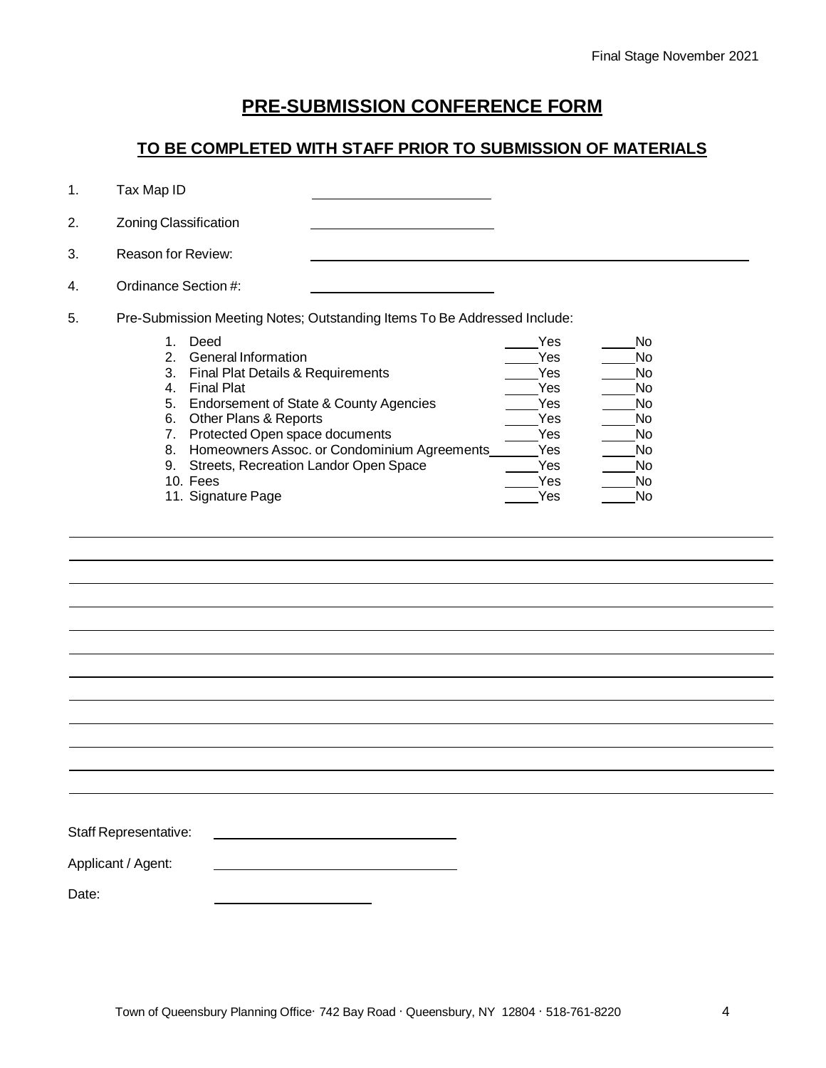## PRE-SUBMISSION CONFERENCE FORM

### TO BE COMPLETED WITH STAFF PRIOR TO SUBMISSION OF MATERIALS

1. Tax Map ID ______________________
2. Zoning Classification ______________________
3. Reason for Review: ______________________________________________________
4. Ordinance Section #: ______________________
5. Pre-Submission Meeting Notes; Outstanding Items To Be Addressed Include:

| | | |
|---|---|---|
| 1. Deed | ____Yes | ____No |
| 2. General Information | ____Yes | ____No |
| 3. Final Plat Details & Requirements | ____Yes | ____No |
| 4. Final Plat | ____Yes | ____No |
| 5. Endorsement of State & County Agencies | ____Yes | ____No |
| 6. Other Plans & Reports | ____Yes | ____No |
| 7. Protected Open space documents | ____Yes | ____No |
| 8. Homeowners Assoc. or Condominium Agreements | ____Yes | ____No |
| 9. Streets, Recreation Landor Open Space | ____Yes | ____No |
| 10. Fees | ____Yes | ____No |
| 11. Signature Page | ____Yes | ____No |

_____________________________________________________________________________

_____________________________________________________________________________

_____________________________________________________________________________

_____________________________________________________________________________

_____________________________________________________________________________

_____________________________________________________________________________

_____________________________________________________________________________

_____________________________________________________________________________

_____________________________________________________________________________

_____________________________________________________________________________

_____________________________________________________________________________

Staff Representative: ______________________________

Applicant / Agent: ______________________________

Date: ____________________

Town of Queensbury Planning Office· 742 Bay Road · Queensbury, NY 12804 · 518-761-8220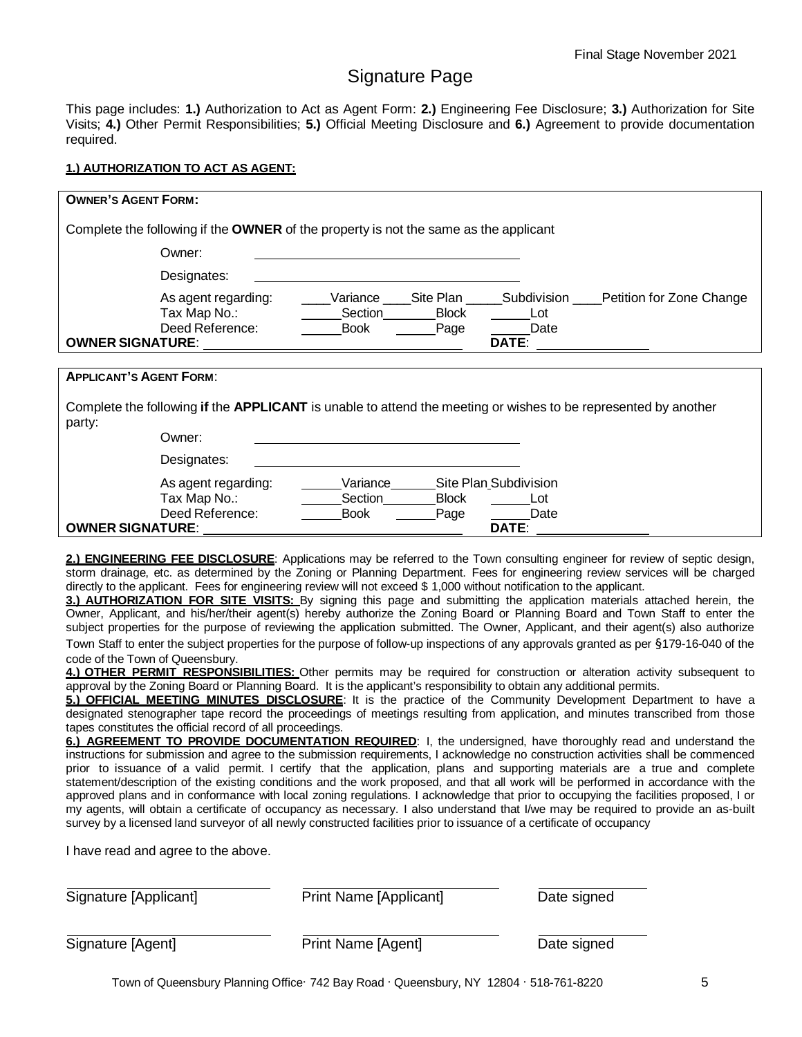Final Stage November 2021

# Signature Page

This page includes: **1.)** Authorization to Act as Agent Form: **2.)** Engineering Fee Disclosure; **3.)** Authorization for Site Visits; **4.)** Other Permit Responsibilities; **5.)** Official Meeting Disclosure and **6.)** Agreement to provide documentation required.

**1.) AUTHORIZATION TO ACT AS AGENT:**

**OWNER'S AGENT FORM:**

Complete the following if the **OWNER** of the property is not the same as the applicant

Owner: ______________________________

Designates: ______________________________

As agent regarding: ____Variance ____Site Plan _____Subdivision ____Petition for Zone Change

Tax Map No.: ______Section_______Block ______Lot

Deed Reference: ______Book ______Page ______Date

**OWNER SIGNATURE**: ______________________________ **DATE**: ______________

**APPLICANT'S AGENT FORM**:

Complete the following **if** the **APPLICANT** is unable to attend the meeting or wishes to be represented by another party:

Owner: ______________________________

Designates: ______________________________

As agent regarding: ______Variance______Site Plan_Subdivision

Tax Map No.: ______Section_______Block ______Lot

Deed Reference: ______Book ______Page ______Date

**OWNER SIGNATURE**: ______________________________ **DATE**: ______________

**2.) ENGINEERING FEE DISCLOSURE**: Applications may be referred to the Town consulting engineer for review of septic design, storm drainage, etc. as determined by the Zoning or Planning Department. Fees for engineering review services will be charged directly to the applicant. Fees for engineering review will not exceed $ 1,000 without notification to the applicant.

**3.) AUTHORIZATION FOR SITE VISITS:** By signing this page and submitting the application materials attached herein, the Owner, Applicant, and his/her/their agent(s) hereby authorize the Zoning Board or Planning Board and Town Staff to enter the subject properties for the purpose of reviewing the application submitted. The Owner, Applicant, and their agent(s) also authorize Town Staff to enter the subject properties for the purpose of follow-up inspections of any approvals granted as per §179-16-040 of the code of the Town of Queensbury.

**4.) OTHER PERMIT RESPONSIBILITIES:** Other permits may be required for construction or alteration activity subsequent to approval by the Zoning Board or Planning Board. It is the applicant's responsibility to obtain any additional permits.

**5.) OFFICIAL MEETING MINUTES DISCLOSURE**: It is the practice of the Community Development Department to have a designated stenographer tape record the proceedings of meetings resulting from application, and minutes transcribed from those tapes constitutes the official record of all proceedings.

**6.) AGREEMENT TO PROVIDE DOCUMENTATION REQUIRED**: I, the undersigned, have thoroughly read and understand the instructions for submission and agree to the submission requirements, I acknowledge no construction activities shall be commenced prior to issuance of a valid permit. I certify that the application, plans and supporting materials are a true and complete statement/description of the existing conditions and the work proposed, and that all work will be performed in accordance with the approved plans and in conformance with local zoning regulations. I acknowledge that prior to occupying the facilities proposed, I or my agents, will obtain a certificate of occupancy as necessary. I also understand that I/we may be required to provide an as-built survey by a licensed land surveyor of all newly constructed facilities prior to issuance of a certificate of occupancy

I have read and agree to the above.

______________________ ______________________ ______________

Signature [Applicant] Print Name [Applicant] Date signed

______________________ ______________________ ______________

Signature [Agent] Print Name [Agent] Date signed

Town of Queensbury Planning Office· 742 Bay Road · Queensbury, NY 12804 · 518-761-8220